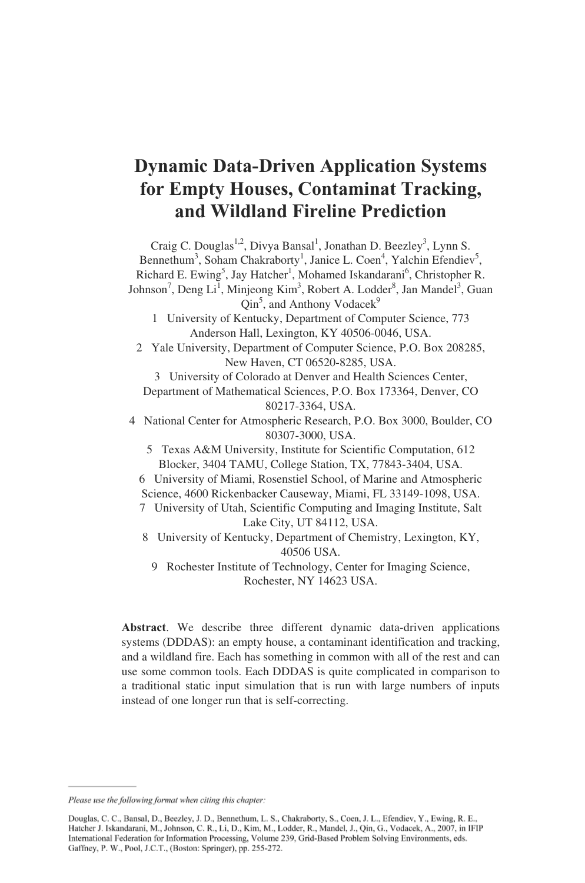# Dynamic Data-Driven Application Systems for Empty Houses, Contaminat Tracking, and Wildland Fireline Prediction

Craig C. Douglas[1,2], Divya Bansal[1], Jonathan D. Beezley[3], Lynn S. Bennethum[3], Soham Chakraborty[1], Janice L. Coen[4], Yalchin Efendiev[5], Richard E. Ewing[5], Jay Hatcher[1], Mohamed Iskandarani[6], Christopher R. Johnson[7], Deng Li[1], Minjeong Kim[3], Robert A. Lodder[8], Jan Mandel[3], Guan Qin[5], and Anthony Vodacek[9]

1 University of Kentucky, Department of Computer Science, 773 Anderson Hall, Lexington, KY 40506-0046, USA.

2 Yale University, Department of Computer Science, P.O. Box 208285, New Haven, CT 06520-8285, USA.

3 University of Colorado at Denver and Health Sciences Center, Department of Mathematical Sciences, P.O. Box 173364, Denver, CO 80217-3364, USA.

4 National Center for Atmospheric Research, P.O. Box 3000, Boulder, CO 80307-3000, USA.

5 Texas A&M University, Institute for Scientific Computation, 612 Blocker, 3404 TAMU, College Station, TX, 77843-3404, USA.

6 University of Miami, Rosenstiel School, of Marine and Atmospheric Science, 4600 Rickenbacker Causeway, Miami, FL 33149-1098, USA.

7 University of Utah, Scientific Computing and Imaging Institute, Salt Lake City, UT 84112, USA.

8 University of Kentucky, Department of Chemistry, Lexington, KY, 40506 USA.

9 Rochester Institute of Technology, Center for Imaging Science, Rochester, NY 14623 USA.

**Abstract**. We describe three different dynamic data-driven applications systems (DDDAS): an empty house, a contaminant identification and tracking, and a wildland fire. Each has something in common with all of the rest and can use some common tools. Each DDDAS is quite complicated in comparison to a traditional static input simulation that is run with large numbers of inputs instead of one longer run that is self-correcting.

---

*Please use the following format when citing this chapter:*

Douglas, C. C., Bansal, D., Beezley, J. D., Bennethum, L. S., Chakraborty, S., Coen, J. L., Efendiev, Y., Ewing, R. E., Hatcher J. Iskandarani, M., Johnson, C. R., Li, D., Kim, M., Lodder, R., Mandel, J., Qin, G., Vodacek, A., 2007, in IFIP International Federation for Information Processing, Volume 239, Grid-Based Problem Solving Environments, eds. Gaffney, P. W., Pool, J.C.T., (Boston: Springer), pp. 255-272.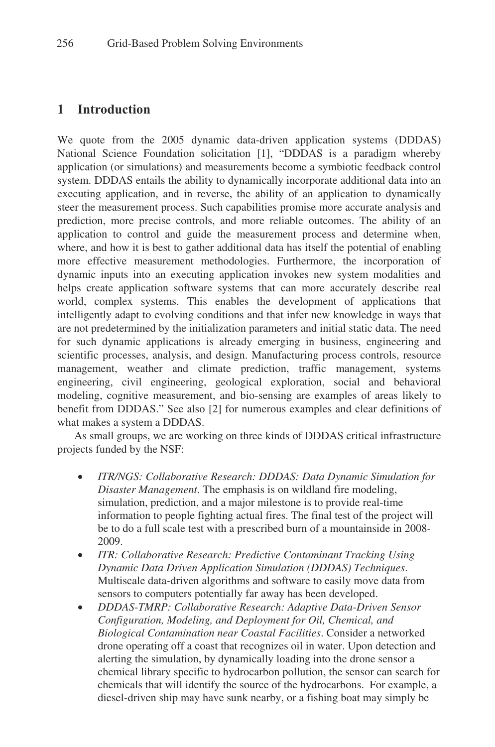## 1 Introduction

We quote from the 2005 dynamic data-driven application systems (DDDAS) National Science Foundation solicitation [1], "DDDAS is a paradigm whereby application (or simulations) and measurements become a symbiotic feedback control system. DDDAS entails the ability to dynamically incorporate additional data into an executing application, and in reverse, the ability of an application to dynamically steer the measurement process. Such capabilities promise more accurate analysis and prediction, more precise controls, and more reliable outcomes. The ability of an application to control and guide the measurement process and determine when, where, and how it is best to gather additional data has itself the potential of enabling more effective measurement methodologies. Furthermore, the incorporation of dynamic inputs into an executing application invokes new system modalities and helps create application software systems that can more accurately describe real world, complex systems. This enables the development of applications that intelligently adapt to evolving conditions and that infer new knowledge in ways that are not predetermined by the initialization parameters and initial static data. The need for such dynamic applications is already emerging in business, engineering and scientific processes, analysis, and design. Manufacturing process controls, resource management, weather and climate prediction, traffic management, systems engineering, civil engineering, geological exploration, social and behavioral modeling, cognitive measurement, and bio-sensing are examples of areas likely to benefit from DDDAS." See also [2] for numerous examples and clear definitions of what makes a system a DDDAS.

As small groups, we are working on three kinds of DDDAS critical infrastructure projects funded by the NSF:

- *ITR/NGS: Collaborative Research: DDDAS: Data Dynamic Simulation for Disaster Management*. The emphasis is on wildland fire modeling, simulation, prediction, and a major milestone is to provide real-time information to people fighting actual fires. The final test of the project will be to do a full scale test with a prescribed burn of a mountainside in 2008-2009.
- *ITR: Collaborative Research: Predictive Contaminant Tracking Using Dynamic Data Driven Application Simulation (DDDAS) Techniques*. Multiscale data-driven algorithms and software to easily move data from sensors to computers potentially far away has been developed.
- *DDDAS-TMRP: Collaborative Research: Adaptive Data-Driven Sensor Configuration, Modeling, and Deployment for Oil, Chemical, and Biological Contamination near Coastal Facilities*. Consider a networked drone operating off a coast that recognizes oil in water. Upon detection and alerting the simulation, by dynamically loading into the drone sensor a chemical library specific to hydrocarbon pollution, the sensor can search for chemicals that will identify the source of the hydrocarbons. For example, a diesel-driven ship may have sunk nearby, or a fishing boat may simply be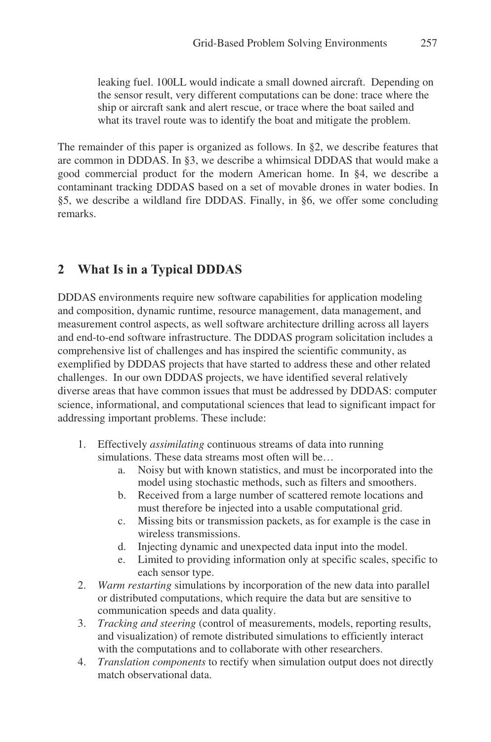leaking fuel. 100LL would indicate a small downed aircraft. Depending on the sensor result, very different computations can be done: trace where the ship or aircraft sank and alert rescue, or trace where the boat sailed and what its travel route was to identify the boat and mitigate the problem.

The remainder of this paper is organized as follows. In §2, we describe features that are common in DDDAS. In §3, we describe a whimsical DDDAS that would make a good commercial product for the modern American home. In §4, we describe a contaminant tracking DDDAS based on a set of movable drones in water bodies. In §5, we describe a wildland fire DDDAS. Finally, in §6, we offer some concluding remarks.

## 2 What Is in a Typical DDDAS

DDDAS environments require new software capabilities for application modeling and composition, dynamic runtime, resource management, data management, and measurement control aspects, as well software architecture drilling across all layers and end-to-end software infrastructure. The DDDAS program solicitation includes a comprehensive list of challenges and has inspired the scientific community, as exemplified by DDDAS projects that have started to address these and other related challenges. In our own DDDAS projects, we have identified several relatively diverse areas that have common issues that must be addressed by DDDAS: computer science, informational, and computational sciences that lead to significant impact for addressing important problems. These include:

1. Effectively *assimilating* continuous streams of data into running simulations. These data streams most often will be…
    a. Noisy but with known statistics, and must be incorporated into the model using stochastic methods, such as filters and smoothers.
    b. Received from a large number of scattered remote locations and must therefore be injected into a usable computational grid.
    c. Missing bits or transmission packets, as for example is the case in wireless transmissions.
    d. Injecting dynamic and unexpected data input into the model.
    e. Limited to providing information only at specific scales, specific to each sensor type.
2. *Warm restarting* simulations by incorporation of the new data into parallel or distributed computations, which require the data but are sensitive to communication speeds and data quality.
3. *Tracking and steering* (control of measurements, models, reporting results, and visualization) of remote distributed simulations to efficiently interact with the computations and to collaborate with other researchers.
4. *Translation components* to rectify when simulation output does not directly match observational data.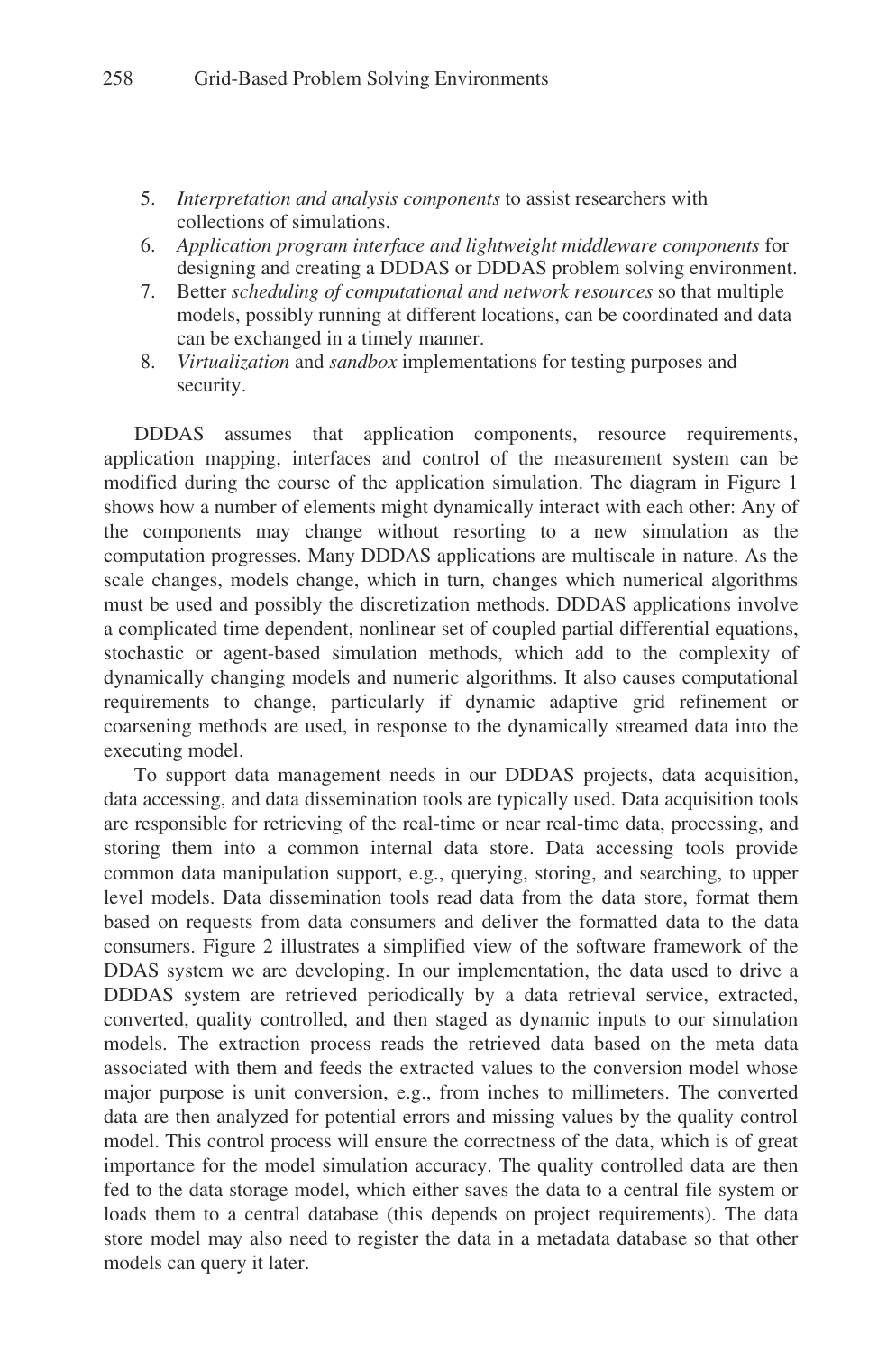5. *Interpretation and analysis components* to assist researchers with collections of simulations.
6. *Application program interface and lightweight middleware components* for designing and creating a DDDAS or DDDAS problem solving environment.
7. Better *scheduling of computational and network resources* so that multiple models, possibly running at different locations, can be coordinated and data can be exchanged in a timely manner.
8. *Virtualization* and *sandbox* implementations for testing purposes and security.

DDDAS assumes that application components, resource requirements, application mapping, interfaces and control of the measurement system can be modified during the course of the application simulation. The diagram in Figure 1 shows how a number of elements might dynamically interact with each other: Any of the components may change without resorting to a new simulation as the computation progresses. Many DDDAS applications are multiscale in nature. As the scale changes, models change, which in turn, changes which numerical algorithms must be used and possibly the discretization methods. DDDAS applications involve a complicated time dependent, nonlinear set of coupled partial differential equations, stochastic or agent-based simulation methods, which add to the complexity of dynamically changing models and numeric algorithms. It also causes computational requirements to change, particularly if dynamic adaptive grid refinement or coarsening methods are used, in response to the dynamically streamed data into the executing model.

To support data management needs in our DDDAS projects, data acquisition, data accessing, and data dissemination tools are typically used. Data acquisition tools are responsible for retrieving of the real-time or near real-time data, processing, and storing them into a common internal data store. Data accessing tools provide common data manipulation support, e.g., querying, storing, and searching, to upper level models. Data dissemination tools read data from the data store, format them based on requests from data consumers and deliver the formatted data to the data consumers. Figure 2 illustrates a simplified view of the software framework of the DDAS system we are developing. In our implementation, the data used to drive a DDDAS system are retrieved periodically by a data retrieval service, extracted, converted, quality controlled, and then staged as dynamic inputs to our simulation models. The extraction process reads the retrieved data based on the meta data associated with them and feeds the extracted values to the conversion model whose major purpose is unit conversion, e.g., from inches to millimeters. The converted data are then analyzed for potential errors and missing values by the quality control model. This control process will ensure the correctness of the data, which is of great importance for the model simulation accuracy. The quality controlled data are then fed to the data storage model, which either saves the data to a central file system or loads them to a central database (this depends on project requirements). The data store model may also need to register the data in a metadata database so that other models can query it later.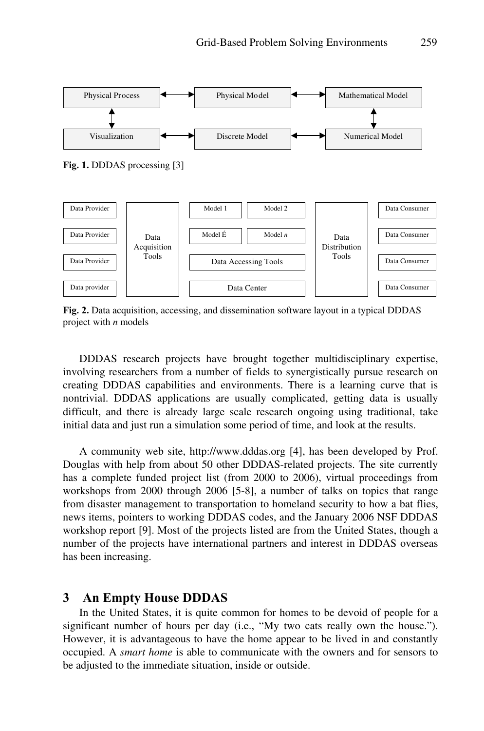| Physical Process | ↔ | Physical Model | ↔ | Mathematical Model |
| --- | --- | --- | --- | --- |
| ↕ | | | | ↕ |
| Visualization | ↔ | Discrete Model | ↔ | Numerical Model |

**Fig. 1.** DDDAS processing [3]

| Data Provider | Data Acquisition Tools | Model 1 | Model 2 | Data Distribution Tools | Data Consumer |
| --- | --- | --- | --- | --- | --- |
| Data Provider | | Model É | Model *n* | | Data Consumer |
| Data Provider | | Data Accessing Tools | | | Data Consumer |
| Data provider | | Data Center | | | Data Consumer |

**Fig. 2.** Data acquisition, accessing, and dissemination software layout in a typical DDDAS project with *n* models

DDDAS research projects have brought together multidisciplinary expertise, involving researchers from a number of fields to synergistically pursue research on creating DDDAS capabilities and environments. There is a learning curve that is nontrivial. DDDAS applications are usually complicated, getting data is usually difficult, and there is already large scale research ongoing using traditional, take initial data and just run a simulation some period of time, and look at the results.

A community web site, http://www.dddas.org [4], has been developed by Prof. Douglas with help from about 50 other DDDAS-related projects. The site currently has a complete funded project list (from 2000 to 2006), virtual proceedings from workshops from 2000 through 2006 [5-8], a number of talks on topics that range from disaster management to transportation to homeland security to how a bat flies, news items, pointers to working DDDAS codes, and the January 2006 NSF DDDAS workshop report [9]. Most of the projects listed are from the United States, though a number of the projects have international partners and interest in DDDAS overseas has been increasing.

## 3 An Empty House DDDAS

In the United States, it is quite common for homes to be devoid of people for a significant number of hours per day (i.e., "My two cats really own the house."). However, it is advantageous to have the home appear to be lived in and constantly occupied. A *smart home* is able to communicate with the owners and for sensors to be adjusted to the immediate situation, inside or outside.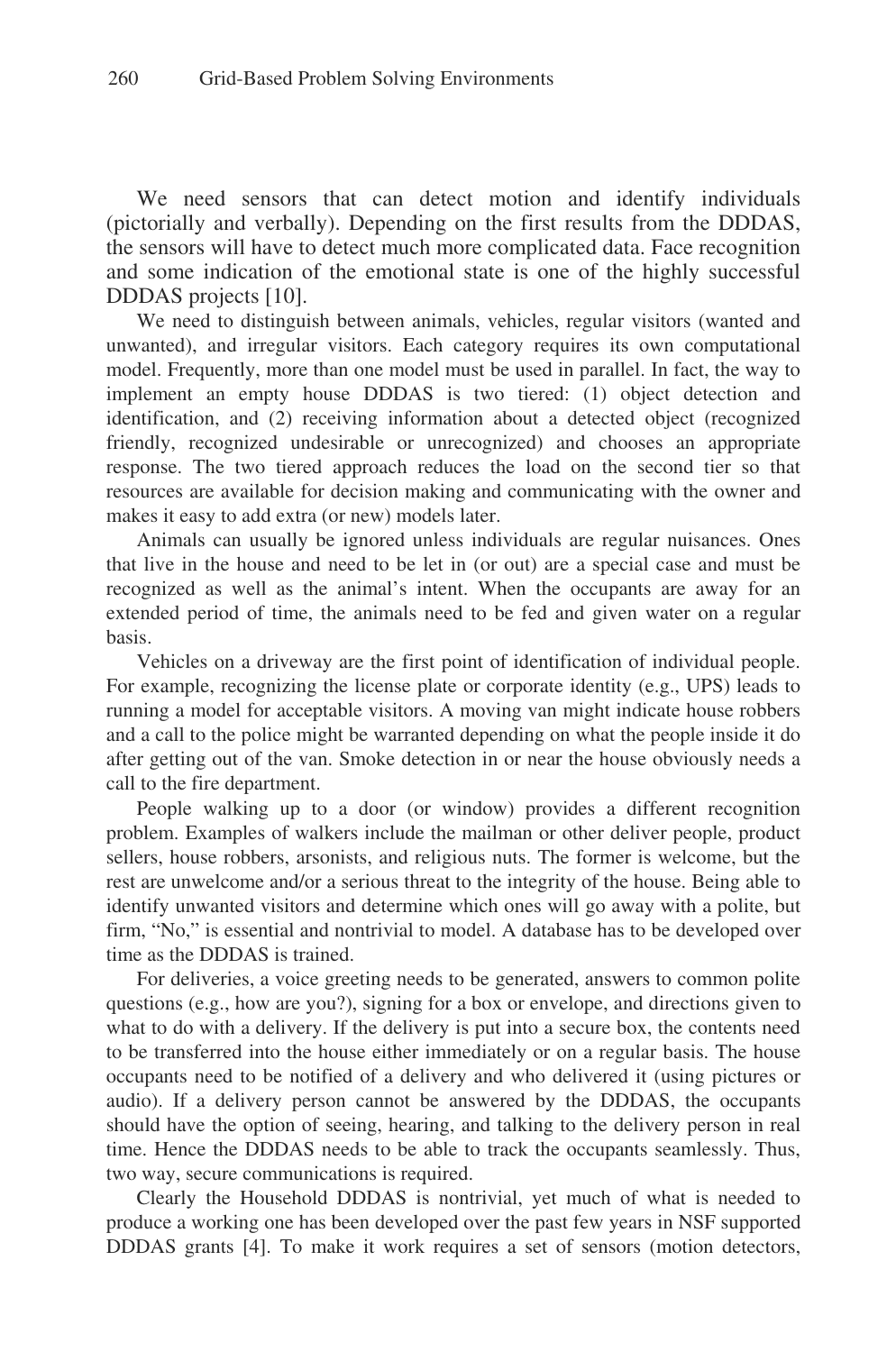We need sensors that can detect motion and identify individuals (pictorially and verbally). Depending on the first results from the DDDAS, the sensors will have to detect much more complicated data. Face recognition and some indication of the emotional state is one of the highly successful DDDAS projects [10].

We need to distinguish between animals, vehicles, regular visitors (wanted and unwanted), and irregular visitors. Each category requires its own computational model. Frequently, more than one model must be used in parallel. In fact, the way to implement an empty house DDDAS is two tiered: (1) object detection and identification, and (2) receiving information about a detected object (recognized friendly, recognized undesirable or unrecognized) and chooses an appropriate response. The two tiered approach reduces the load on the second tier so that resources are available for decision making and communicating with the owner and makes it easy to add extra (or new) models later.

Animals can usually be ignored unless individuals are regular nuisances. Ones that live in the house and need to be let in (or out) are a special case and must be recognized as well as the animal's intent. When the occupants are away for an extended period of time, the animals need to be fed and given water on a regular basis.

Vehicles on a driveway are the first point of identification of individual people. For example, recognizing the license plate or corporate identity (e.g., UPS) leads to running a model for acceptable visitors. A moving van might indicate house robbers and a call to the police might be warranted depending on what the people inside it do after getting out of the van. Smoke detection in or near the house obviously needs a call to the fire department.

People walking up to a door (or window) provides a different recognition problem. Examples of walkers include the mailman or other deliver people, product sellers, house robbers, arsonists, and religious nuts. The former is welcome, but the rest are unwelcome and/or a serious threat to the integrity of the house. Being able to identify unwanted visitors and determine which ones will go away with a polite, but firm, "No," is essential and nontrivial to model. A database has to be developed over time as the DDDAS is trained.

For deliveries, a voice greeting needs to be generated, answers to common polite questions (e.g., how are you?), signing for a box or envelope, and directions given to what to do with a delivery. If the delivery is put into a secure box, the contents need to be transferred into the house either immediately or on a regular basis. The house occupants need to be notified of a delivery and who delivered it (using pictures or audio). If a delivery person cannot be answered by the DDDAS, the occupants should have the option of seeing, hearing, and talking to the delivery person in real time. Hence the DDDAS needs to be able to track the occupants seamlessly. Thus, two way, secure communications is required.

Clearly the Household DDDAS is nontrivial, yet much of what is needed to produce a working one has been developed over the past few years in NSF supported DDDAS grants [4]. To make it work requires a set of sensors (motion detectors,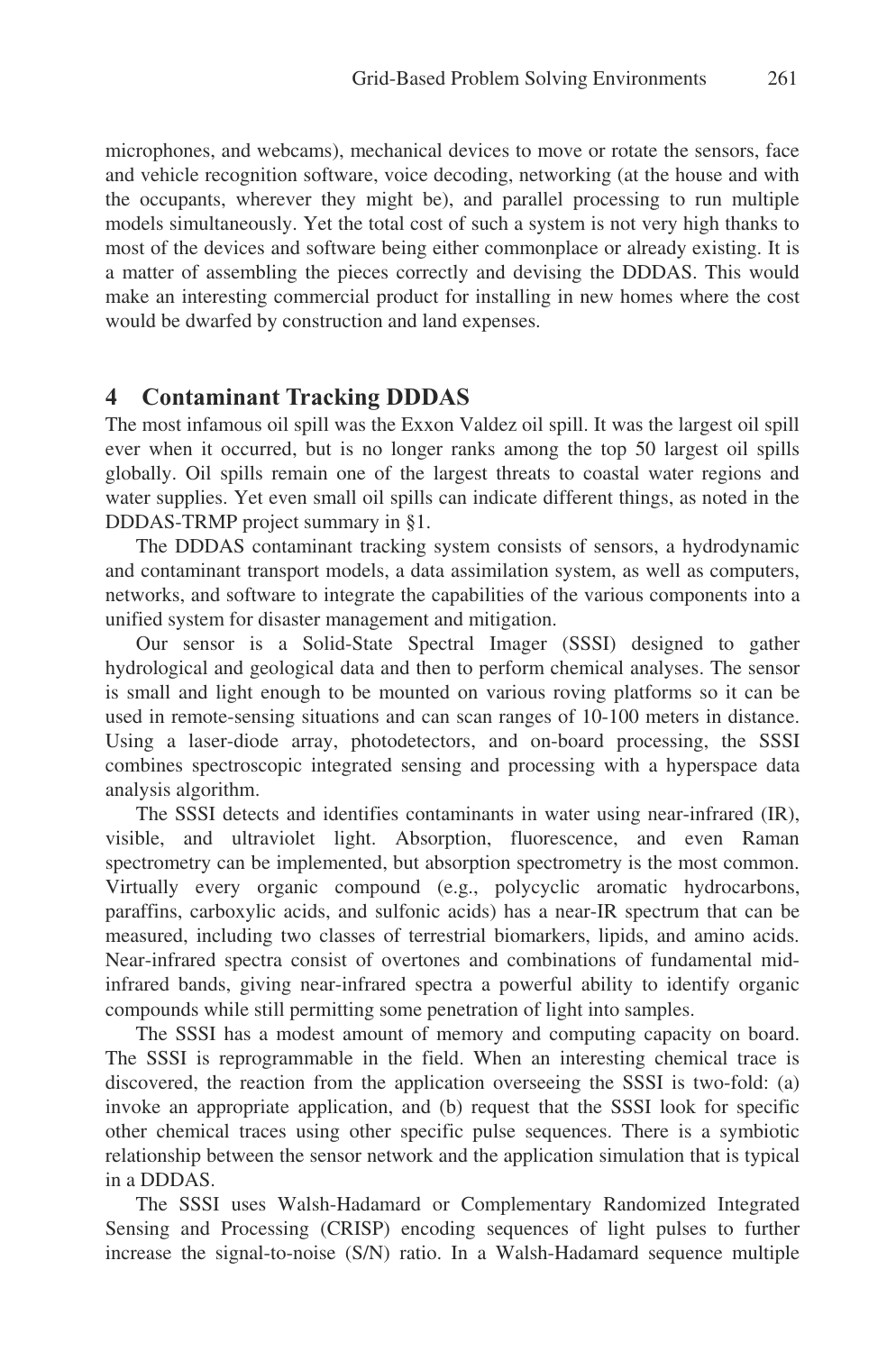microphones, and webcams), mechanical devices to move or rotate the sensors, face and vehicle recognition software, voice decoding, networking (at the house and with the occupants, wherever they might be), and parallel processing to run multiple models simultaneously. Yet the total cost of such a system is not very high thanks to most of the devices and software being either commonplace or already existing. It is a matter of assembling the pieces correctly and devising the DDDAS. This would make an interesting commercial product for installing in new homes where the cost would be dwarfed by construction and land expenses.

## 4 Contaminant Tracking DDDAS

The most infamous oil spill was the Exxon Valdez oil spill. It was the largest oil spill ever when it occurred, but is no longer ranks among the top 50 largest oil spills globally. Oil spills remain one of the largest threats to coastal water regions and water supplies. Yet even small oil spills can indicate different things, as noted in the DDDAS-TRMP project summary in §1.

The DDDAS contaminant tracking system consists of sensors, a hydrodynamic and contaminant transport models, a data assimilation system, as well as computers, networks, and software to integrate the capabilities of the various components into a unified system for disaster management and mitigation.

Our sensor is a Solid-State Spectral Imager (SSSI) designed to gather hydrological and geological data and then to perform chemical analyses. The sensor is small and light enough to be mounted on various roving platforms so it can be used in remote-sensing situations and can scan ranges of 10-100 meters in distance. Using a laser-diode array, photodetectors, and on-board processing, the SSSI combines spectroscopic integrated sensing and processing with a hyperspace data analysis algorithm.

The SSSI detects and identifies contaminants in water using near-infrared (IR), visible, and ultraviolet light. Absorption, fluorescence, and even Raman spectrometry can be implemented, but absorption spectrometry is the most common. Virtually every organic compound (e.g., polycyclic aromatic hydrocarbons, paraffins, carboxylic acids, and sulfonic acids) has a near-IR spectrum that can be measured, including two classes of terrestrial biomarkers, lipids, and amino acids. Near-infrared spectra consist of overtones and combinations of fundamental mid-infrared bands, giving near-infrared spectra a powerful ability to identify organic compounds while still permitting some penetration of light into samples.

The SSSI has a modest amount of memory and computing capacity on board. The SSSI is reprogrammable in the field. When an interesting chemical trace is discovered, the reaction from the application overseeing the SSSI is two-fold: (a) invoke an appropriate application, and (b) request that the SSSI look for specific other chemical traces using other specific pulse sequences. There is a symbiotic relationship between the sensor network and the application simulation that is typical in a DDDAS.

The SSSI uses Walsh-Hadamard or Complementary Randomized Integrated Sensing and Processing (CRISP) encoding sequences of light pulses to further increase the signal-to-noise (S/N) ratio. In a Walsh-Hadamard sequence multiple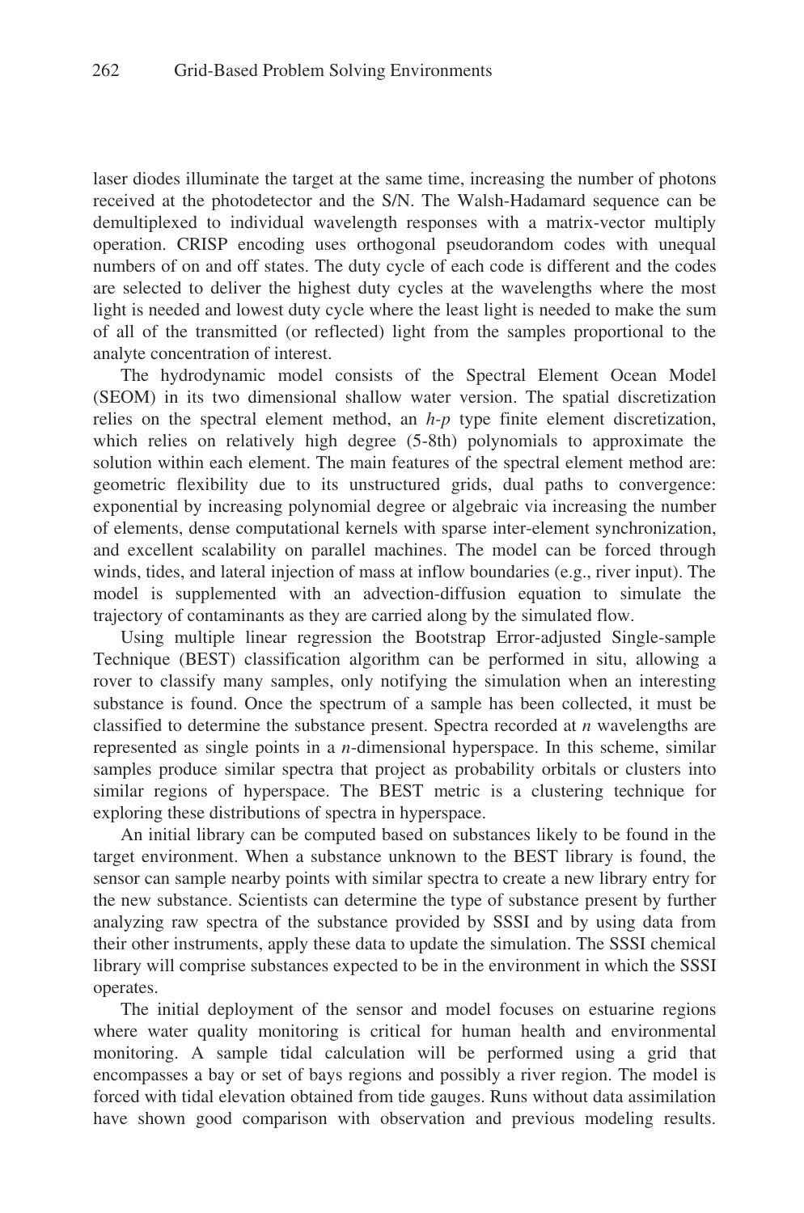laser diodes illuminate the target at the same time, increasing the number of photons received at the photodetector and the S/N. The Walsh-Hadamard sequence can be demultiplexed to individual wavelength responses with a matrix-vector multiply operation. CRISP encoding uses orthogonal pseudorandom codes with unequal numbers of on and off states. The duty cycle of each code is different and the codes are selected to deliver the highest duty cycles at the wavelengths where the most light is needed and lowest duty cycle where the least light is needed to make the sum of all of the transmitted (or reflected) light from the samples proportional to the analyte concentration of interest.

The hydrodynamic model consists of the Spectral Element Ocean Model (SEOM) in its two dimensional shallow water version. The spatial discretization relies on the spectral element method, an *h-p* type finite element discretization, which relies on relatively high degree (5-8th) polynomials to approximate the solution within each element. The main features of the spectral element method are: geometric flexibility due to its unstructured grids, dual paths to convergence: exponential by increasing polynomial degree or algebraic via increasing the number of elements, dense computational kernels with sparse inter-element synchronization, and excellent scalability on parallel machines. The model can be forced through winds, tides, and lateral injection of mass at inflow boundaries (e.g., river input). The model is supplemented with an advection-diffusion equation to simulate the trajectory of contaminants as they are carried along by the simulated flow.

Using multiple linear regression the Bootstrap Error-adjusted Single-sample Technique (BEST) classification algorithm can be performed in situ, allowing a rover to classify many samples, only notifying the simulation when an interesting substance is found. Once the spectrum of a sample has been collected, it must be classified to determine the substance present. Spectra recorded at $n$ wavelengths are represented as single points in a $n$-dimensional hyperspace. In this scheme, similar samples produce similar spectra that project as probability orbitals or clusters into similar regions of hyperspace. The BEST metric is a clustering technique for exploring these distributions of spectra in hyperspace.

An initial library can be computed based on substances likely to be found in the target environment. When a substance unknown to the BEST library is found, the sensor can sample nearby points with similar spectra to create a new library entry for the new substance. Scientists can determine the type of substance present by further analyzing raw spectra of the substance provided by SSSI and by using data from their other instruments, apply these data to update the simulation. The SSSI chemical library will comprise substances expected to be in the environment in which the SSSI operates.

The initial deployment of the sensor and model focuses on estuarine regions where water quality monitoring is critical for human health and environmental monitoring. A sample tidal calculation will be performed using a grid that encompasses a bay or set of bays regions and possibly a river region. The model is forced with tidal elevation obtained from tide gauges. Runs without data assimilation have shown good comparison with observation and previous modeling results.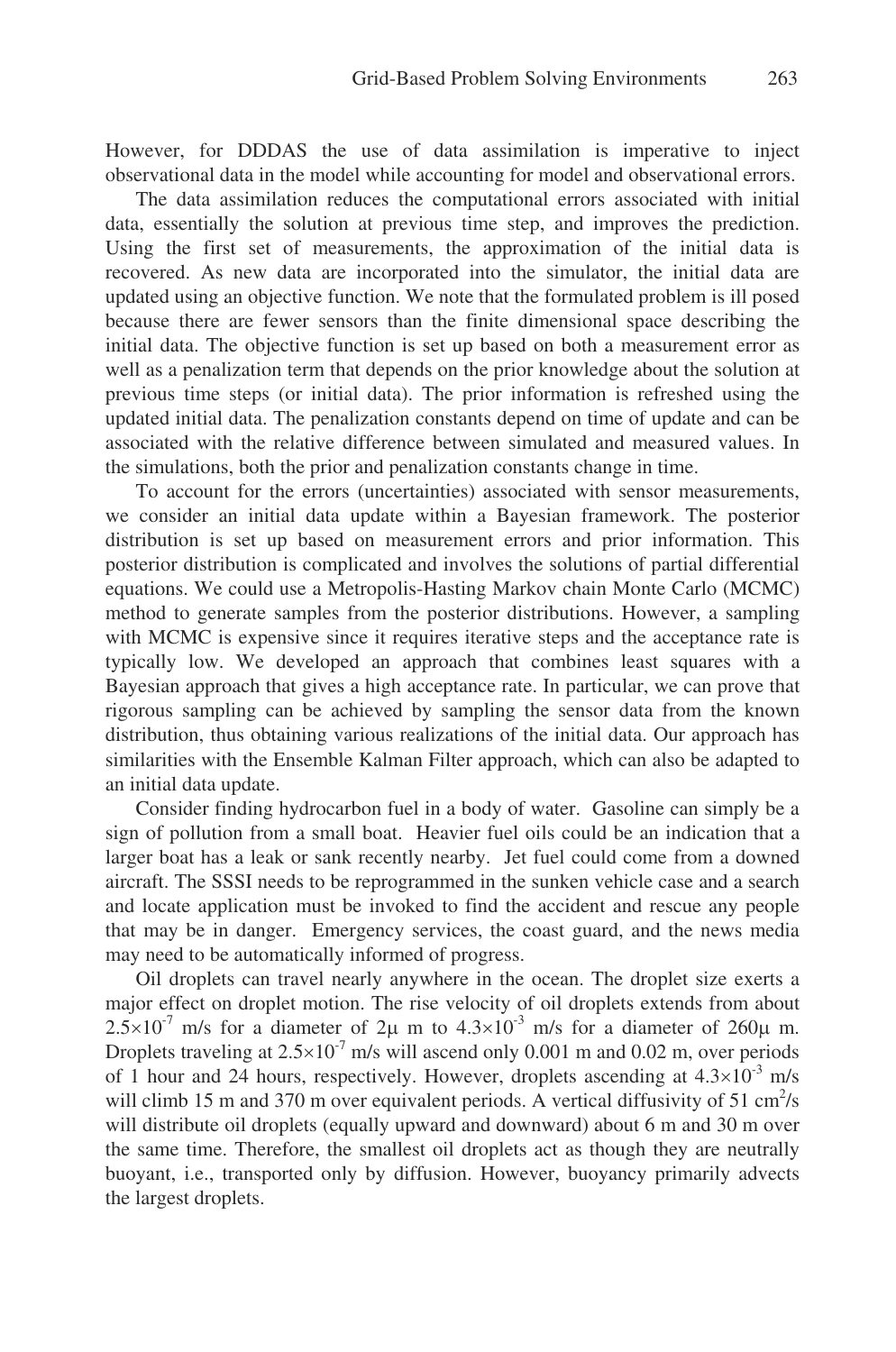However, for DDDAS the use of data assimilation is imperative to inject observational data in the model while accounting for model and observational errors.

The data assimilation reduces the computational errors associated with initial data, essentially the solution at previous time step, and improves the prediction. Using the first set of measurements, the approximation of the initial data is recovered. As new data are incorporated into the simulator, the initial data are updated using an objective function. We note that the formulated problem is ill posed because there are fewer sensors than the finite dimensional space describing the initial data. The objective function is set up based on both a measurement error as well as a penalization term that depends on the prior knowledge about the solution at previous time steps (or initial data). The prior information is refreshed using the updated initial data. The penalization constants depend on time of update and can be associated with the relative difference between simulated and measured values. In the simulations, both the prior and penalization constants change in time.

To account for the errors (uncertainties) associated with sensor measurements, we consider an initial data update within a Bayesian framework. The posterior distribution is set up based on measurement errors and prior information. This posterior distribution is complicated and involves the solutions of partial differential equations. We could use a Metropolis-Hasting Markov chain Monte Carlo (MCMC) method to generate samples from the posterior distributions. However, a sampling with MCMC is expensive since it requires iterative steps and the acceptance rate is typically low. We developed an approach that combines least squares with a Bayesian approach that gives a high acceptance rate. In particular, we can prove that rigorous sampling can be achieved by sampling the sensor data from the known distribution, thus obtaining various realizations of the initial data. Our approach has similarities with the Ensemble Kalman Filter approach, which can also be adapted to an initial data update.

Consider finding hydrocarbon fuel in a body of water. Gasoline can simply be a sign of pollution from a small boat. Heavier fuel oils could be an indication that a larger boat has a leak or sank recently nearby. Jet fuel could come from a downed aircraft. The SSSI needs to be reprogrammed in the sunken vehicle case and a search and locate application must be invoked to find the accident and rescue any people that may be in danger. Emergency services, the coast guard, and the news media may need to be automatically informed of progress.

Oil droplets can travel nearly anywhere in the ocean. The droplet size exerts a major effect on droplet motion. The rise velocity of oil droplets extends from about $2.5\times10^{-7}$ m/s for a diameter of 2μ m to $4.3\times10^{-3}$ m/s for a diameter of 260μ m. Droplets traveling at $2.5\times10^{-7}$ m/s will ascend only 0.001 m and 0.02 m, over periods of 1 hour and 24 hours, respectively. However, droplets ascending at $4.3\times10^{-3}$ m/s will climb 15 m and 370 m over equivalent periods. A vertical diffusivity of 51 $cm^2/s$ will distribute oil droplets (equally upward and downward) about 6 m and 30 m over the same time. Therefore, the smallest oil droplets act as though they are neutrally buoyant, i.e., transported only by diffusion. However, buoyancy primarily advects the largest droplets.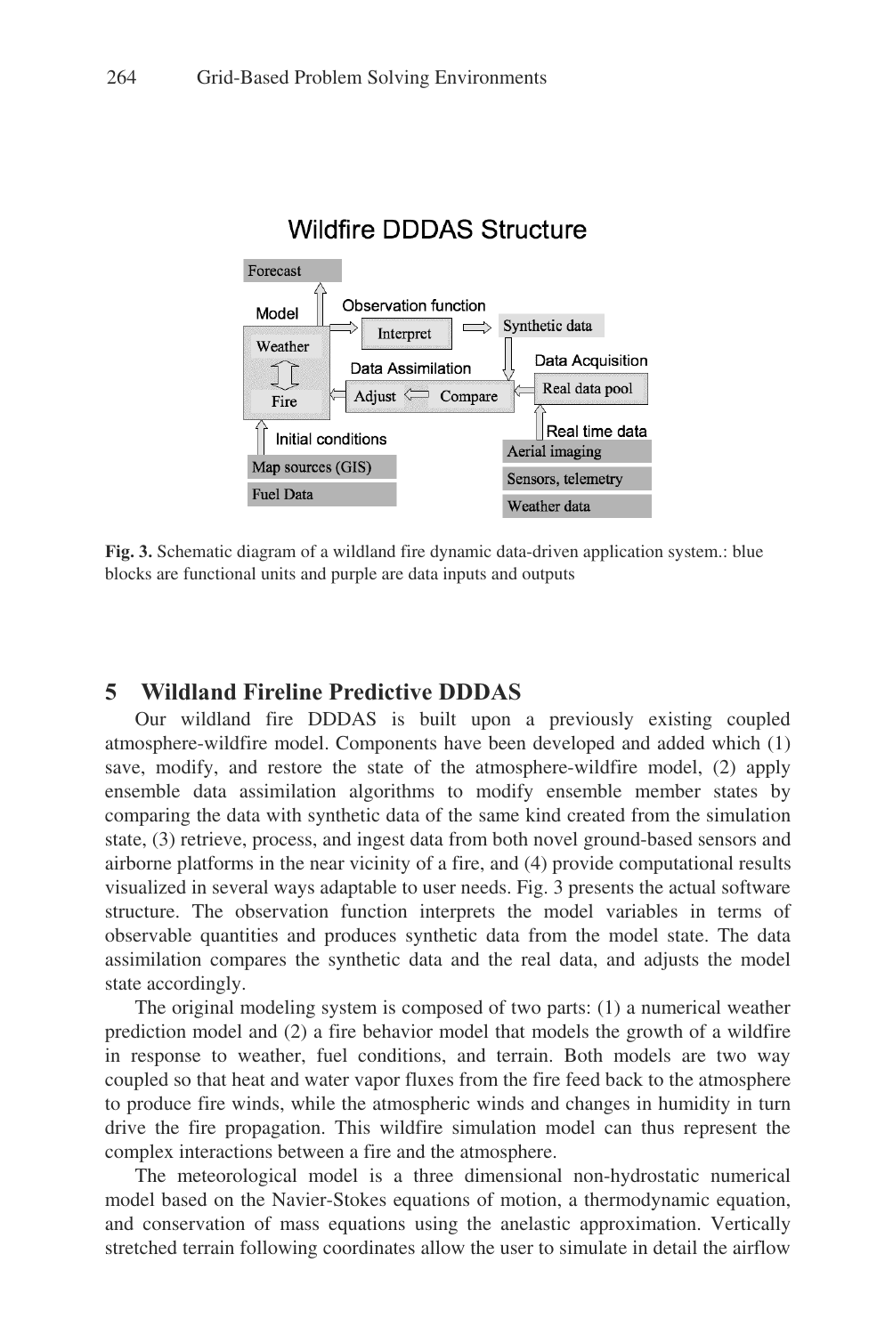**Fig. 3.** Schematic diagram of a wildland fire dynamic data-driven application system.: blue blocks are functional units and purple are data inputs and outputs

## 5 Wildland Fireline Predictive DDDAS

Our wildland fire DDDAS is built upon a previously existing coupled atmosphere-wildfire model. Components have been developed and added which (1) save, modify, and restore the state of the atmosphere-wildfire model, (2) apply ensemble data assimilation algorithms to modify ensemble member states by comparing the data with synthetic data of the same kind created from the simulation state, (3) retrieve, process, and ingest data from both novel ground-based sensors and airborne platforms in the near vicinity of a fire, and (4) provide computational results visualized in several ways adaptable to user needs. Fig. 3 presents the actual software structure. The observation function interprets the model variables in terms of observable quantities and produces synthetic data from the model state. The data assimilation compares the synthetic data and the real data, and adjusts the model state accordingly.

The original modeling system is composed of two parts: (1) a numerical weather prediction model and (2) a fire behavior model that models the growth of a wildfire in response to weather, fuel conditions, and terrain. Both models are two way coupled so that heat and water vapor fluxes from the fire feed back to the atmosphere to produce fire winds, while the atmospheric winds and changes in humidity in turn drive the fire propagation. This wildfire simulation model can thus represent the complex interactions between a fire and the atmosphere.

The meteorological model is a three dimensional non-hydrostatic numerical model based on the Navier-Stokes equations of motion, a thermodynamic equation, and conservation of mass equations using the anelastic approximation. Vertically stretched terrain following coordinates allow the user to simulate in detail the airflow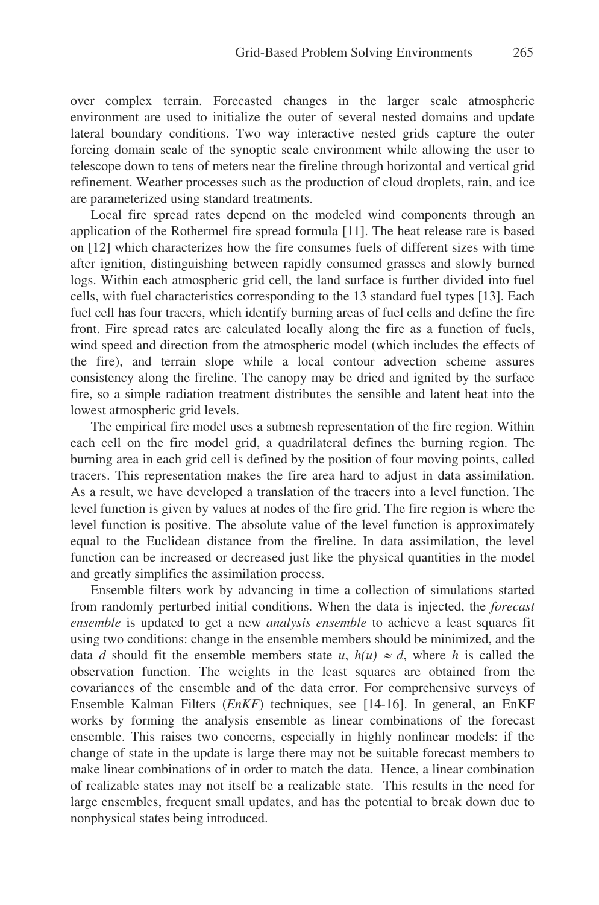over complex terrain. Forecasted changes in the larger scale atmospheric environment are used to initialize the outer of several nested domains and update lateral boundary conditions. Two way interactive nested grids capture the outer forcing domain scale of the synoptic scale environment while allowing the user to telescope down to tens of meters near the fireline through horizontal and vertical grid refinement. Weather processes such as the production of cloud droplets, rain, and ice are parameterized using standard treatments.

Local fire spread rates depend on the modeled wind components through an application of the Rothermel fire spread formula [11]. The heat release rate is based on [12] which characterizes how the fire consumes fuels of different sizes with time after ignition, distinguishing between rapidly consumed grasses and slowly burned logs. Within each atmospheric grid cell, the land surface is further divided into fuel cells, with fuel characteristics corresponding to the 13 standard fuel types [13]. Each fuel cell has four tracers, which identify burning areas of fuel cells and define the fire front. Fire spread rates are calculated locally along the fire as a function of fuels, wind speed and direction from the atmospheric model (which includes the effects of the fire), and terrain slope while a local contour advection scheme assures consistency along the fireline. The canopy may be dried and ignited by the surface fire, so a simple radiation treatment distributes the sensible and latent heat into the lowest atmospheric grid levels.

The empirical fire model uses a submesh representation of the fire region. Within each cell on the fire model grid, a quadrilateral defines the burning region. The burning area in each grid cell is defined by the position of four moving points, called tracers. This representation makes the fire area hard to adjust in data assimilation. As a result, we have developed a translation of the tracers into a level function. The level function is given by values at nodes of the fire grid. The fire region is where the level function is positive. The absolute value of the level function is approximately equal to the Euclidean distance from the fireline. In data assimilation, the level function can be increased or decreased just like the physical quantities in the model and greatly simplifies the assimilation process.

Ensemble filters work by advancing in time a collection of simulations started from randomly perturbed initial conditions. When the data is injected, the *forecast ensemble* is updated to get a new *analysis ensemble* to achieve a least squares fit using two conditions: change in the ensemble members should be minimized, and the data $d$ should fit the ensemble members state $u$, $h(u) \approx d$, where $h$ is called the observation function. The weights in the least squares are obtained from the covariances of the ensemble and of the data error. For comprehensive surveys of Ensemble Kalman Filters (*EnKF*) techniques, see [14-16]. In general, an EnKF works by forming the analysis ensemble as linear combinations of the forecast ensemble. This raises two concerns, especially in highly nonlinear models: if the change of state in the update is large there may not be suitable forecast members to make linear combinations of in order to match the data. Hence, a linear combination of realizable states may not itself be a realizable state. This results in the need for large ensembles, frequent small updates, and has the potential to break down due to nonphysical states being introduced.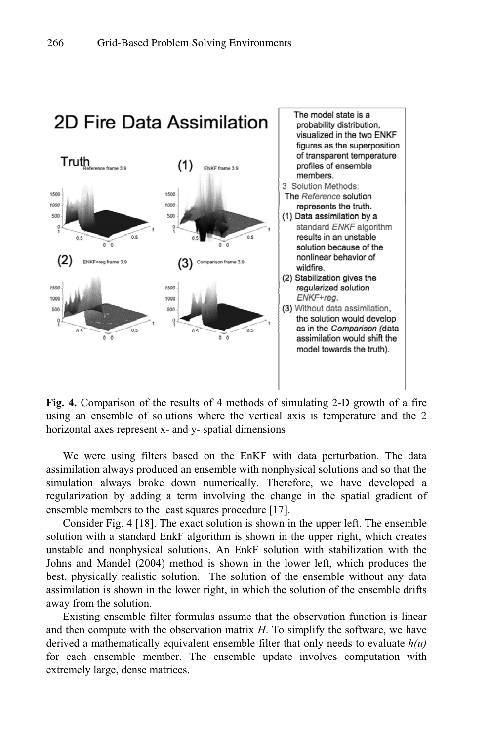**Fig. 4.** Comparison of the results of 4 methods of simulating 2-D growth of a fire using an ensemble of solutions where the vertical axis is temperature and the 2 horizontal axes represent x- and y- spatial dimensions

We were using filters based on the EnKF with data perturbation. The data assimilation always produced an ensemble with nonphysical solutions and so that the simulation always broke down numerically. Therefore, we have developed a regularization by adding a term involving the change in the spatial gradient of ensemble members to the least squares procedure [17].

Consider Fig. 4 [18]. The exact solution is shown in the upper left. The ensemble solution with a standard EnkF algorithm is shown in the upper right, which creates unstable and nonphysical solutions. An EnkF solution with stabilization with the Johns and Mandel (2004) method is shown in the lower left, which produces the best, physically realistic solution. The solution of the ensemble without any data assimilation is shown in the lower right, in which the solution of the ensemble drifts away from the solution.

Existing ensemble filter formulas assume that the observation function is linear and then compute with the observation matrix $H$. To simplify the software, we have derived a mathematically equivalent ensemble filter that only needs to evaluate $h(u)$ for each ensemble member. The ensemble update involves computation with extremely large, dense matrices.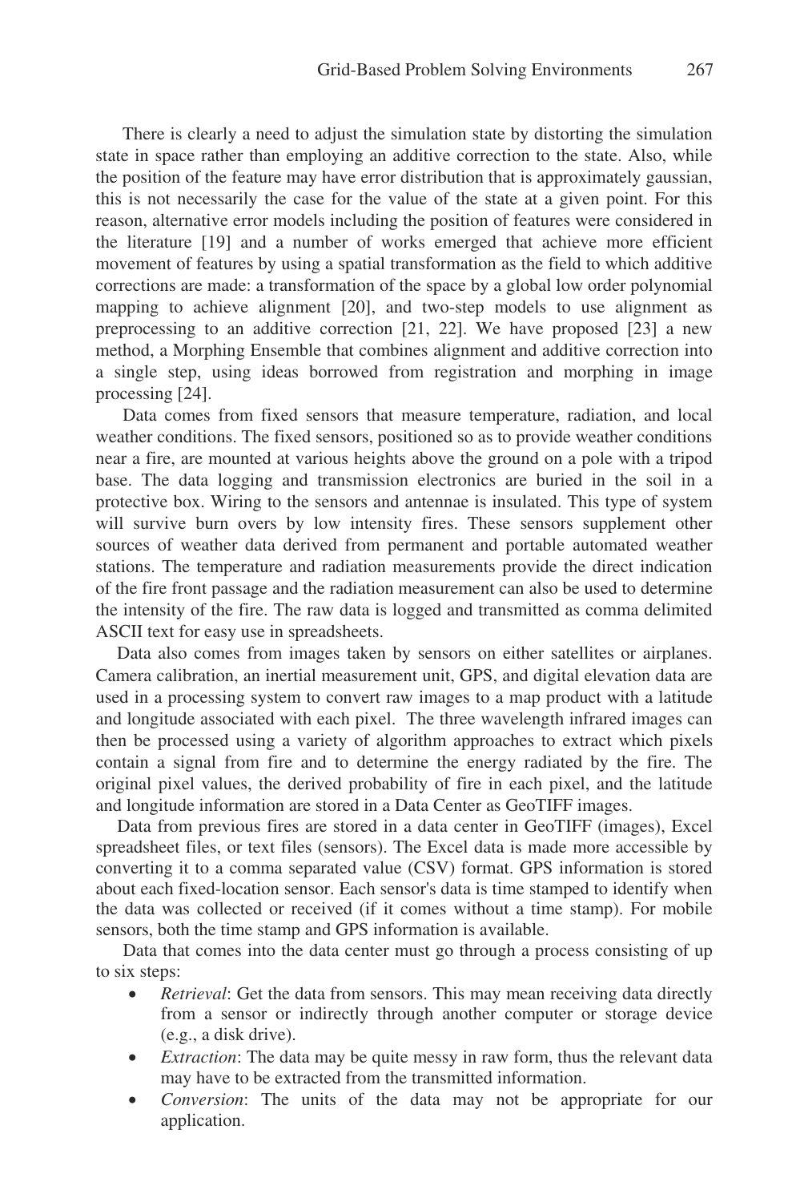There is clearly a need to adjust the simulation state by distorting the simulation state in space rather than employing an additive correction to the state. Also, while the position of the feature may have error distribution that is approximately gaussian, this is not necessarily the case for the value of the state at a given point. For this reason, alternative error models including the position of features were considered in the literature [19] and a number of works emerged that achieve more efficient movement of features by using a spatial transformation as the field to which additive corrections are made: a transformation of the space by a global low order polynomial mapping to achieve alignment [20], and two-step models to use alignment as preprocessing to an additive correction [21, 22]. We have proposed [23] a new method, a Morphing Ensemble that combines alignment and additive correction into a single step, using ideas borrowed from registration and morphing in image processing [24].

Data comes from fixed sensors that measure temperature, radiation, and local weather conditions. The fixed sensors, positioned so as to provide weather conditions near a fire, are mounted at various heights above the ground on a pole with a tripod base. The data logging and transmission electronics are buried in the soil in a protective box. Wiring to the sensors and antennae is insulated. This type of system will survive burn overs by low intensity fires. These sensors supplement other sources of weather data derived from permanent and portable automated weather stations. The temperature and radiation measurements provide the direct indication of the fire front passage and the radiation measurement can also be used to determine the intensity of the fire. The raw data is logged and transmitted as comma delimited ASCII text for easy use in spreadsheets.

Data also comes from images taken by sensors on either satellites or airplanes. Camera calibration, an inertial measurement unit, GPS, and digital elevation data are used in a processing system to convert raw images to a map product with a latitude and longitude associated with each pixel. The three wavelength infrared images can then be processed using a variety of algorithm approaches to extract which pixels contain a signal from fire and to determine the energy radiated by the fire. The original pixel values, the derived probability of fire in each pixel, and the latitude and longitude information are stored in a Data Center as GeoTIFF images.

Data from previous fires are stored in a data center in GeoTIFF (images), Excel spreadsheet files, or text files (sensors). The Excel data is made more accessible by converting it to a comma separated value (CSV) format. GPS information is stored about each fixed-location sensor. Each sensor's data is time stamped to identify when the data was collected or received (if it comes without a time stamp). For mobile sensors, both the time stamp and GPS information is available.

Data that comes into the data center must go through a process consisting of up to six steps:

- *Retrieval*: Get the data from sensors. This may mean receiving data directly from a sensor or indirectly through another computer or storage device (e.g., a disk drive).
- *Extraction*: The data may be quite messy in raw form, thus the relevant data may have to be extracted from the transmitted information.
- *Conversion*: The units of the data may not be appropriate for our application.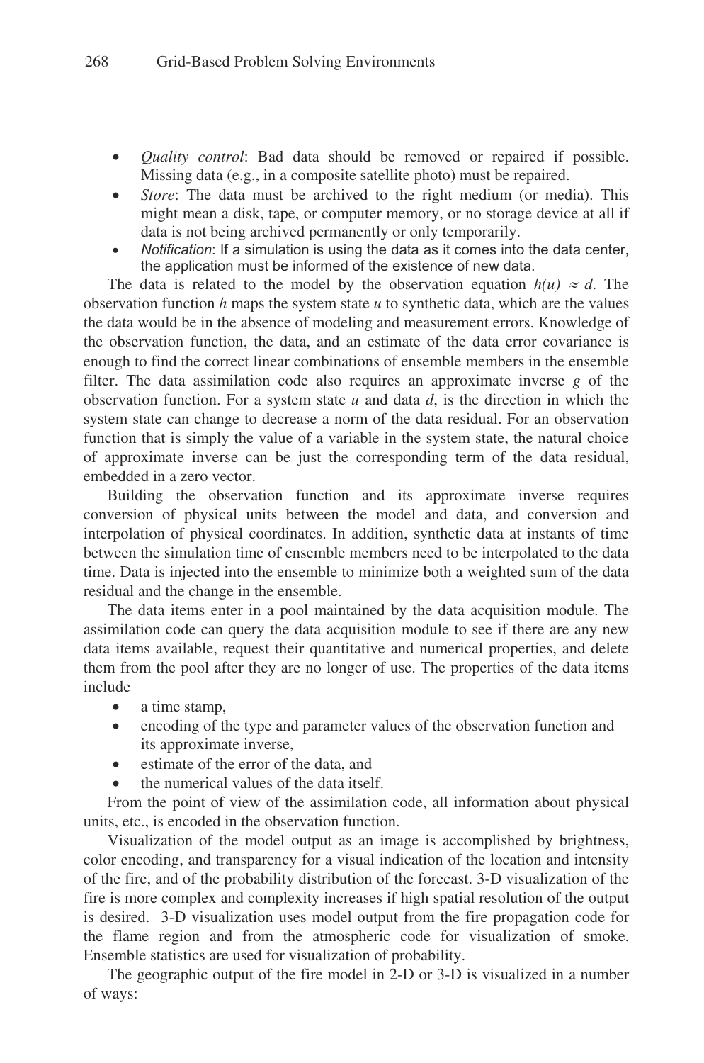- *Quality control*: Bad data should be removed or repaired if possible. Missing data (e.g., in a composite satellite photo) must be repaired.
- *Store*: The data must be archived to the right medium (or media). This might mean a disk, tape, or computer memory, or no storage device at all if data is not being archived permanently or only temporarily.
- *Notification*: If a simulation is using the data as it comes into the data center, the application must be informed of the existence of new data.

The data is related to the model by the observation equation $h(u) \approx d$. The observation function $h$ maps the system state $u$ to synthetic data, which are the values the data would be in the absence of modeling and measurement errors. Knowledge of the observation function, the data, and an estimate of the data error covariance is enough to find the correct linear combinations of ensemble members in the ensemble filter. The data assimilation code also requires an approximate inverse $g$ of the observation function. For a system state $u$ and data $d$, is the direction in which the system state can change to decrease a norm of the data residual. For an observation function that is simply the value of a variable in the system state, the natural choice of approximate inverse can be just the corresponding term of the data residual, embedded in a zero vector.

Building the observation function and its approximate inverse requires conversion of physical units between the model and data, and conversion and interpolation of physical coordinates. In addition, synthetic data at instants of time between the simulation time of ensemble members need to be interpolated to the data time. Data is injected into the ensemble to minimize both a weighted sum of the data residual and the change in the ensemble.

The data items enter in a pool maintained by the data acquisition module. The assimilation code can query the data acquisition module to see if there are any new data items available, request their quantitative and numerical properties, and delete them from the pool after they are no longer of use. The properties of the data items include

- a time stamp,
- encoding of the type and parameter values of the observation function and its approximate inverse,
- estimate of the error of the data, and
- the numerical values of the data itself.

From the point of view of the assimilation code, all information about physical units, etc., is encoded in the observation function.

Visualization of the model output as an image is accomplished by brightness, color encoding, and transparency for a visual indication of the location and intensity of the fire, and of the probability distribution of the forecast. 3-D visualization of the fire is more complex and complexity increases if high spatial resolution of the output is desired. 3-D visualization uses model output from the fire propagation code for the flame region and from the atmospheric code for visualization of smoke. Ensemble statistics are used for visualization of probability.

The geographic output of the fire model in 2-D or 3-D is visualized in a number of ways: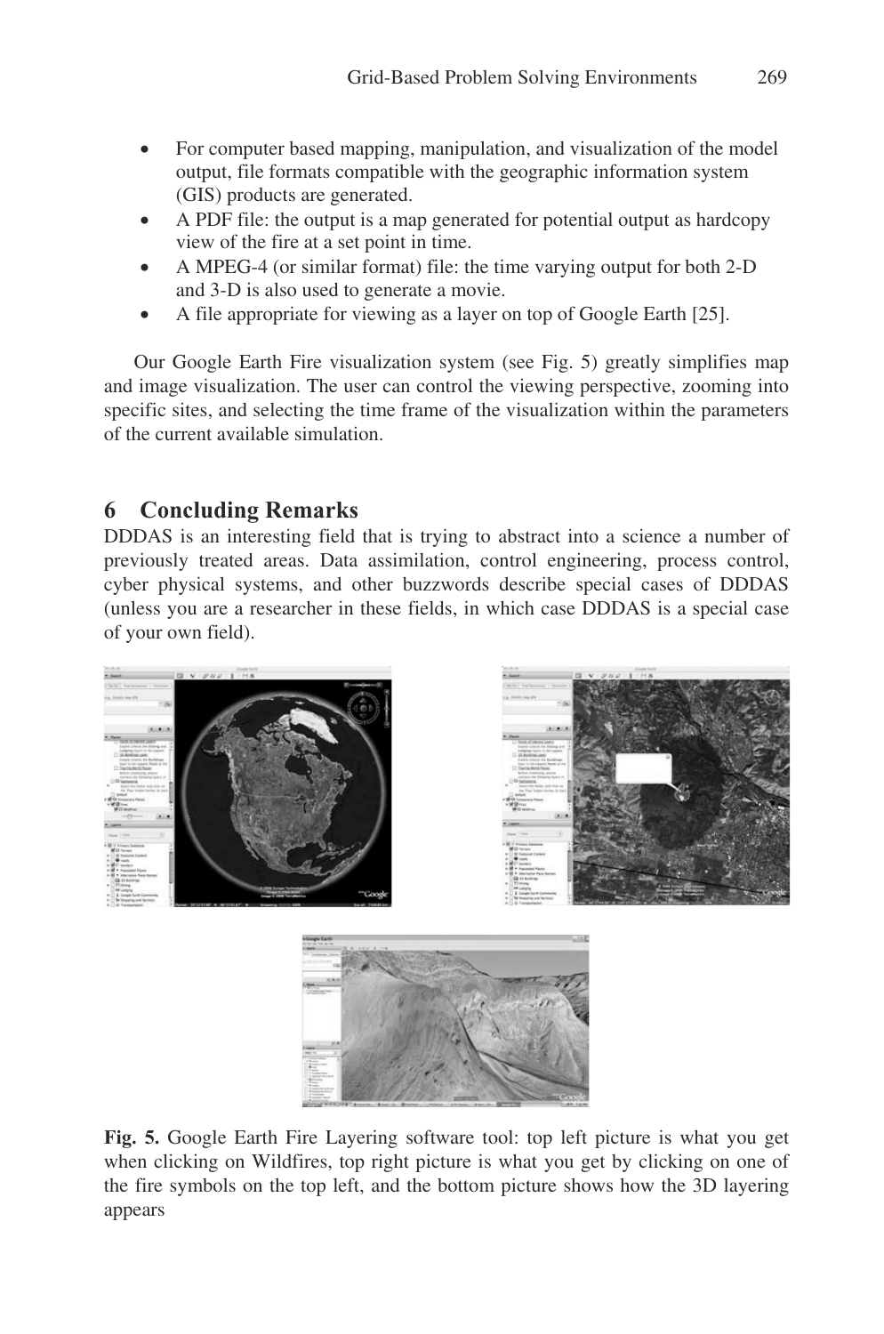- For computer based mapping, manipulation, and visualization of the model output, file formats compatible with the geographic information system (GIS) products are generated.
- A PDF file: the output is a map generated for potential output as hardcopy view of the fire at a set point in time.
- A MPEG-4 (or similar format) file: the time varying output for both 2-D and 3-D is also used to generate a movie.
- A file appropriate for viewing as a layer on top of Google Earth [25].

Our Google Earth Fire visualization system (see Fig. 5) greatly simplifies map and image visualization. The user can control the viewing perspective, zooming into specific sites, and selecting the time frame of the visualization within the parameters of the current available simulation.

## 6 Concluding Remarks

DDDAS is an interesting field that is trying to abstract into a science a number of previously treated areas. Data assimilation, control engineering, process control, cyber physical systems, and other buzzwords describe special cases of DDDAS (unless you are a researcher in these fields, in which case DDDAS is a special case of your own field).

**Fig. 5.** Google Earth Fire Layering software tool: top left picture is what you get when clicking on Wildfires, top right picture is what you get by clicking on one of the fire symbols on the top left, and the bottom picture shows how the 3D layering appears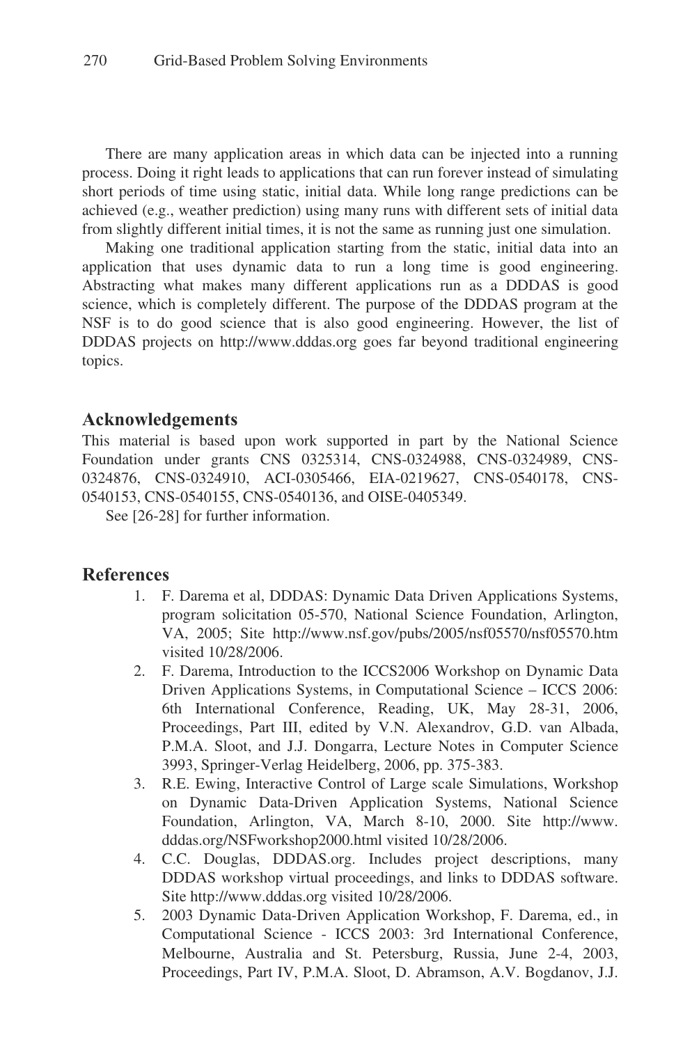There are many application areas in which data can be injected into a running process. Doing it right leads to applications that can run forever instead of simulating short periods of time using static, initial data. While long range predictions can be achieved (e.g., weather prediction) using many runs with different sets of initial data from slightly different initial times, it is not the same as running just one simulation.

Making one traditional application starting from the static, initial data into an application that uses dynamic data to run a long time is good engineering. Abstracting what makes many different applications run as a DDDAS is good science, which is completely different. The purpose of the DDDAS program at the NSF is to do good science that is also good engineering. However, the list of DDDAS projects on http://www.dddas.org goes far beyond traditional engineering topics.

## Acknowledgements

This material is based upon work supported in part by the National Science Foundation under grants CNS 0325314, CNS-0324988, CNS-0324989, CNS-0324876, CNS-0324910, ACI-0305466, EIA-0219627, CNS-0540178, CNS-0540153, CNS-0540155, CNS-0540136, and OISE-0405349.

See [26-28] for further information.

## References

1. F. Darema et al, DDDAS: Dynamic Data Driven Applications Systems, program solicitation 05-570, National Science Foundation, Arlington, VA, 2005; Site http://www.nsf.gov/pubs/2005/nsf05570/nsf05570.htm visited 10/28/2006.
2. F. Darema, Introduction to the ICCS2006 Workshop on Dynamic Data Driven Applications Systems, in Computational Science – ICCS 2006: 6th International Conference, Reading, UK, May 28-31, 2006, Proceedings, Part III, edited by V.N. Alexandrov, G.D. van Albada, P.M.A. Sloot, and J.J. Dongarra, Lecture Notes in Computer Science 3993, Springer-Verlag Heidelberg, 2006, pp. 375-383.
3. R.E. Ewing, Interactive Control of Large scale Simulations, Workshop on Dynamic Data-Driven Application Systems, National Science Foundation, Arlington, VA, March 8-10, 2000. Site http://www.dddas.org/NSFworkshop2000.html visited 10/28/2006.
4. C.C. Douglas, DDDAS.org. Includes project descriptions, many DDDAS workshop virtual proceedings, and links to DDDAS software. Site http://www.dddas.org visited 10/28/2006.
5. 2003 Dynamic Data-Driven Application Workshop, F. Darema, ed., in Computational Science - ICCS 2003: 3rd International Conference, Melbourne, Australia and St. Petersburg, Russia, June 2-4, 2003, Proceedings, Part IV, P.M.A. Sloot, D. Abramson, A.V. Bogdanov, J.J.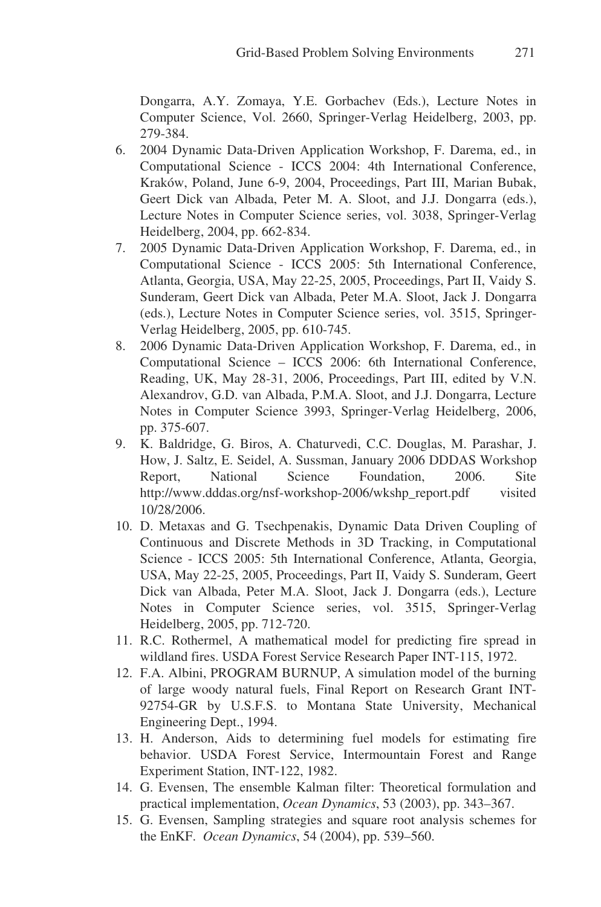Dongarra, A.Y. Zomaya, Y.E. Gorbachev (Eds.), Lecture Notes in Computer Science, Vol. 2660, Springer-Verlag Heidelberg, 2003, pp. 279-384.

6. 2004 Dynamic Data-Driven Application Workshop, F. Darema, ed., in Computational Science - ICCS 2004: 4th International Conference, Kraków, Poland, June 6-9, 2004, Proceedings, Part III, Marian Bubak, Geert Dick van Albada, Peter M. A. Sloot, and J.J. Dongarra (eds.), Lecture Notes in Computer Science series, vol. 3038, Springer-Verlag Heidelberg, 2004, pp. 662-834.
7. 2005 Dynamic Data-Driven Application Workshop, F. Darema, ed., in Computational Science - ICCS 2005: 5th International Conference, Atlanta, Georgia, USA, May 22-25, 2005, Proceedings, Part II, Vaidy S. Sunderam, Geert Dick van Albada, Peter M.A. Sloot, Jack J. Dongarra (eds.), Lecture Notes in Computer Science series, vol. 3515, Springer-Verlag Heidelberg, 2005, pp. 610-745.
8. 2006 Dynamic Data-Driven Application Workshop, F. Darema, ed., in Computational Science – ICCS 2006: 6th International Conference, Reading, UK, May 28-31, 2006, Proceedings, Part III, edited by V.N. Alexandrov, G.D. van Albada, P.M.A. Sloot, and J.J. Dongarra, Lecture Notes in Computer Science 3993, Springer-Verlag Heidelberg, 2006, pp. 375-607.
9. K. Baldridge, G. Biros, A. Chaturvedi, C.C. Douglas, M. Parashar, J. How, J. Saltz, E. Seidel, A. Sussman, January 2006 DDDAS Workshop Report, National Science Foundation, 2006. Site http://www.dddas.org/nsf-workshop-2006/wkshp_report.pdf visited 10/28/2006.
10. D. Metaxas and G. Tsechpenakis, Dynamic Data Driven Coupling of Continuous and Discrete Methods in 3D Tracking, in Computational Science - ICCS 2005: 5th International Conference, Atlanta, Georgia, USA, May 22-25, 2005, Proceedings, Part II, Vaidy S. Sunderam, Geert Dick van Albada, Peter M.A. Sloot, Jack J. Dongarra (eds.), Lecture Notes in Computer Science series, vol. 3515, Springer-Verlag Heidelberg, 2005, pp. 712-720.
11. R.C. Rothermel, A mathematical model for predicting fire spread in wildland fires. USDA Forest Service Research Paper INT-115, 1972.
12. F.A. Albini, PROGRAM BURNUP, A simulation model of the burning of large woody natural fuels, Final Report on Research Grant INT-92754-GR by U.S.F.S. to Montana State University, Mechanical Engineering Dept., 1994.
13. H. Anderson, Aids to determining fuel models for estimating fire behavior. USDA Forest Service, Intermountain Forest and Range Experiment Station, INT-122, 1982.
14. G. Evensen, The ensemble Kalman filter: Theoretical formulation and practical implementation, *Ocean Dynamics*, 53 (2003), pp. 343–367.
15. G. Evensen, Sampling strategies and square root analysis schemes for the EnKF. *Ocean Dynamics*, 54 (2004), pp. 539–560.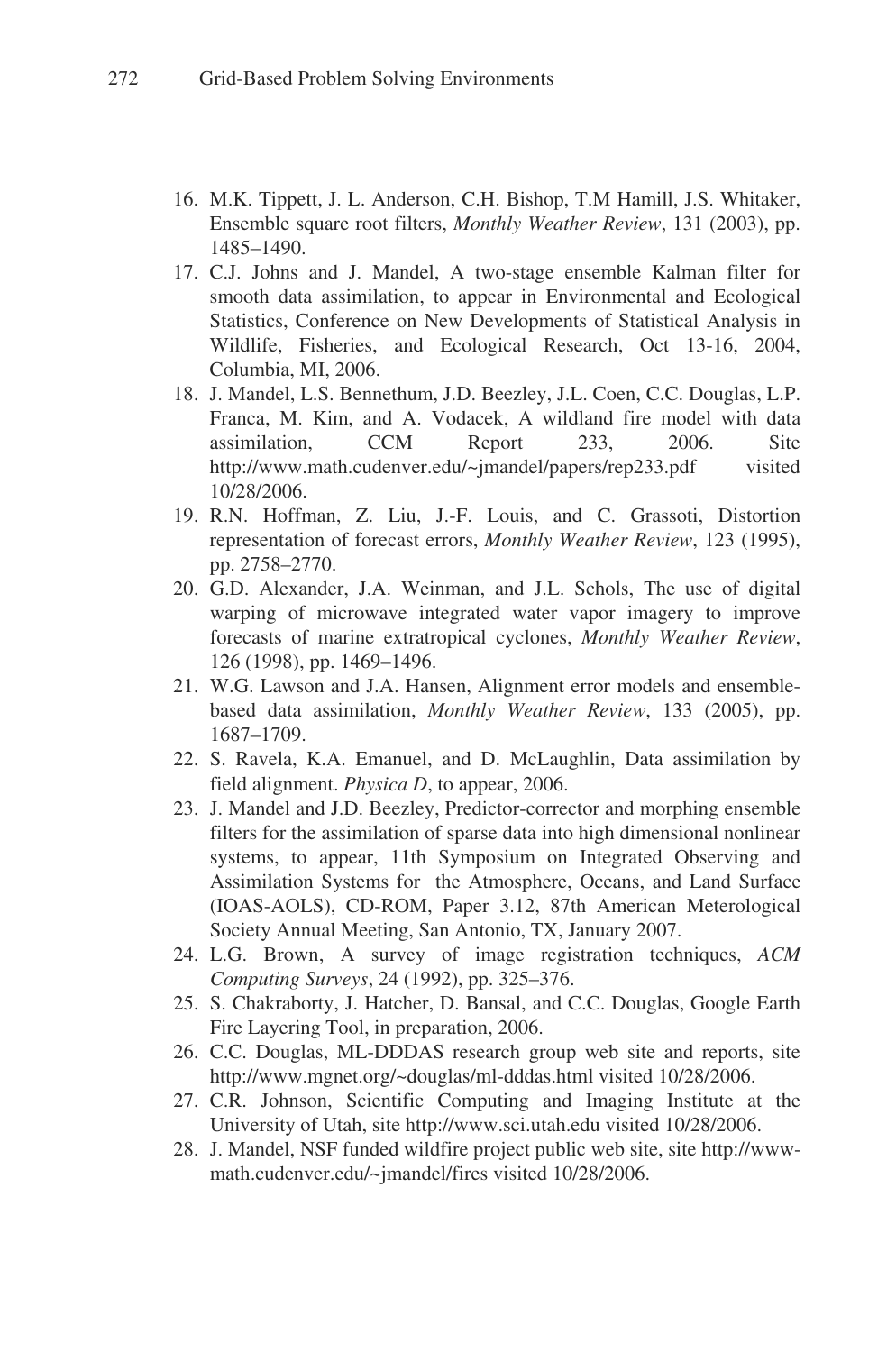16. M.K. Tippett, J. L. Anderson, C.H. Bishop, T.M Hamill, J.S. Whitaker, Ensemble square root filters, *Monthly Weather Review*, 131 (2003), pp. 1485–1490.
17. C.J. Johns and J. Mandel, A two-stage ensemble Kalman filter for smooth data assimilation, to appear in Environmental and Ecological Statistics, Conference on New Developments of Statistical Analysis in Wildlife, Fisheries, and Ecological Research, Oct 13-16, 2004, Columbia, MI, 2006.
18. J. Mandel, L.S. Bennethum, J.D. Beezley, J.L. Coen, C.C. Douglas, L.P. Franca, M. Kim, and A. Vodacek, A wildland fire model with data assimilation, CCM Report 233, 2006. Site http://www.math.cudenver.edu/~jmandel/papers/rep233.pdf visited 10/28/2006.
19. R.N. Hoffman, Z. Liu, J.-F. Louis, and C. Grassoti, Distortion representation of forecast errors, *Monthly Weather Review*, 123 (1995), pp. 2758–2770.
20. G.D. Alexander, J.A. Weinman, and J.L. Schols, The use of digital warping of microwave integrated water vapor imagery to improve forecasts of marine extratropical cyclones, *Monthly Weather Review*, 126 (1998), pp. 1469–1496.
21. W.G. Lawson and J.A. Hansen, Alignment error models and ensemble-based data assimilation, *Monthly Weather Review*, 133 (2005), pp. 1687–1709.
22. S. Ravela, K.A. Emanuel, and D. McLaughlin, Data assimilation by field alignment. *Physica D*, to appear, 2006.
23. J. Mandel and J.D. Beezley, Predictor-corrector and morphing ensemble filters for the assimilation of sparse data into high dimensional nonlinear systems, to appear, 11th Symposium on Integrated Observing and Assimilation Systems for the Atmosphere, Oceans, and Land Surface (IOAS-AOLS), CD-ROM, Paper 3.12, 87th American Meterological Society Annual Meeting, San Antonio, TX, January 2007.
24. L.G. Brown, A survey of image registration techniques, *ACM Computing Surveys*, 24 (1992), pp. 325–376.
25. S. Chakraborty, J. Hatcher, D. Bansal, and C.C. Douglas, Google Earth Fire Layering Tool, in preparation, 2006.
26. C.C. Douglas, ML-DDDAS research group web site and reports, site http://www.mgnet.org/~douglas/ml-dddas.html visited 10/28/2006.
27. C.R. Johnson, Scientific Computing and Imaging Institute at the University of Utah, site http://www.sci.utah.edu visited 10/28/2006.
28. J. Mandel, NSF funded wildfire project public web site, site http://www-math.cudenver.edu/~jmandel/fires visited 10/28/2006.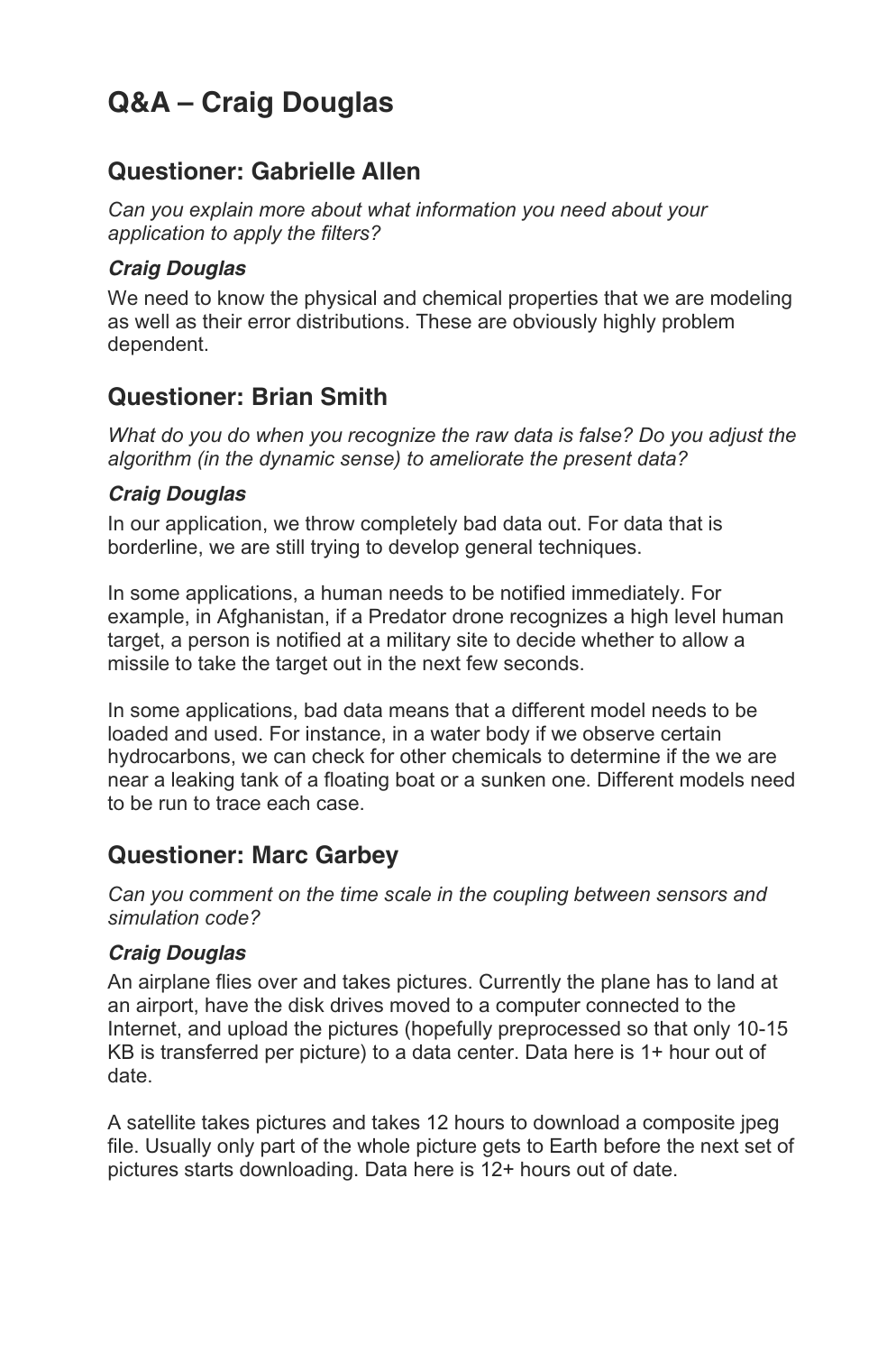# Q&A – Craig Douglas

## Questioner: Gabrielle Allen

*Can you explain more about what information you need about your application to apply the filters?*

### *Craig Douglas*

We need to know the physical and chemical properties that we are modeling as well as their error distributions. These are obviously highly problem dependent.

## Questioner: Brian Smith

*What do you do when you recognize the raw data is false? Do you adjust the algorithm (in the dynamic sense) to ameliorate the present data?*

### *Craig Douglas*

In our application, we throw completely bad data out. For data that is borderline, we are still trying to develop general techniques.

In some applications, a human needs to be notified immediately. For example, in Afghanistan, if a Predator drone recognizes a high level human target, a person is notified at a military site to decide whether to allow a missile to take the target out in the next few seconds.

In some applications, bad data means that a different model needs to be loaded and used. For instance, in a water body if we observe certain hydrocarbons, we can check for other chemicals to determine if the we are near a leaking tank of a floating boat or a sunken one. Different models need to be run to trace each case.

## Questioner: Marc Garbey

*Can you comment on the time scale in the coupling between sensors and simulation code?*

### *Craig Douglas*

An airplane flies over and takes pictures. Currently the plane has to land at an airport, have the disk drives moved to a computer connected to the Internet, and upload the pictures (hopefully preprocessed so that only 10-15 KB is transferred per picture) to a data center. Data here is 1+ hour out of date.

A satellite takes pictures and takes 12 hours to download a composite jpeg file. Usually only part of the whole picture gets to Earth before the next set of pictures starts downloading. Data here is 12+ hours out of date.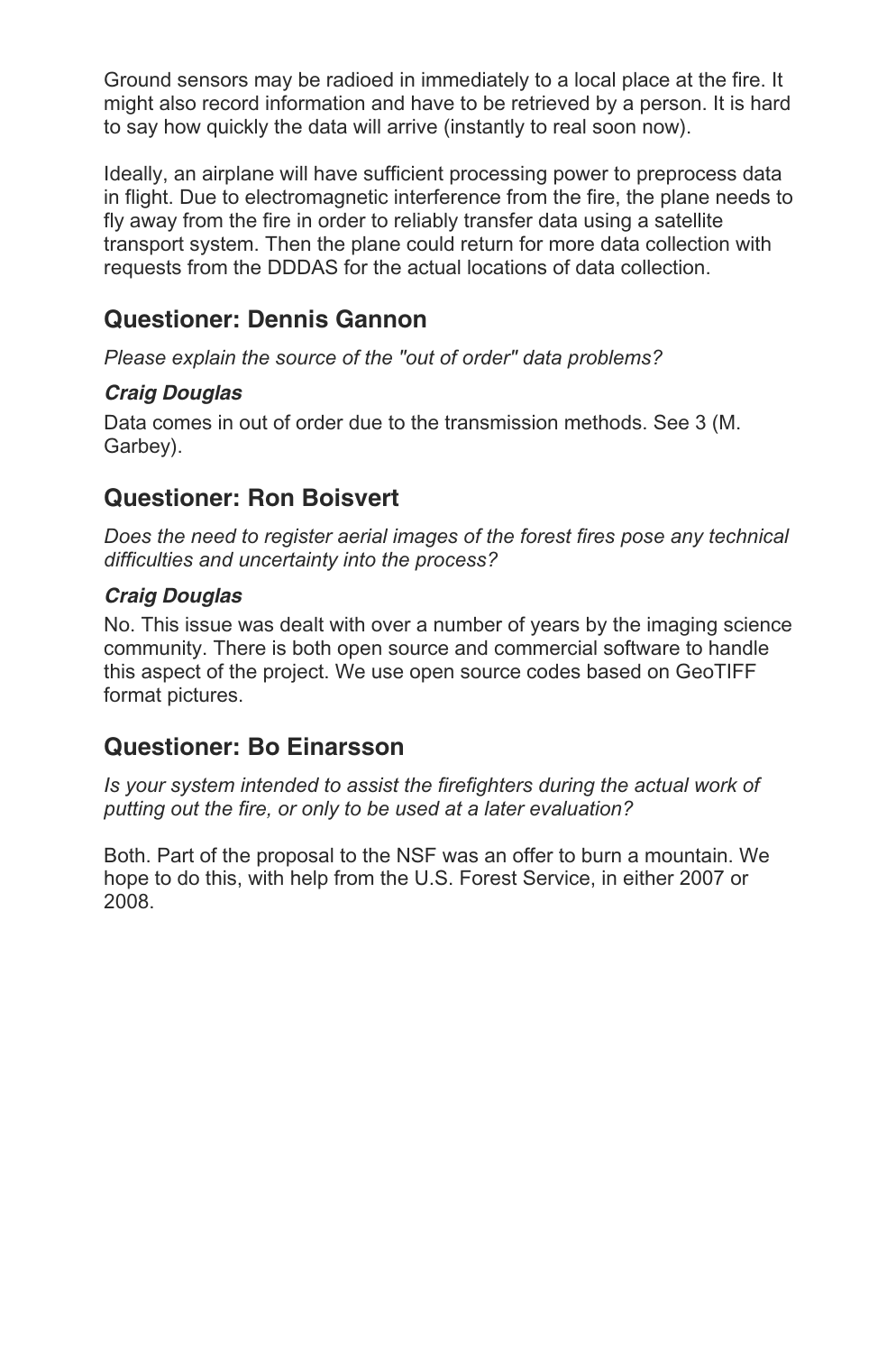Ground sensors may be radioed in immediately to a local place at the fire. It might also record information and have to be retrieved by a person. It is hard to say how quickly the data will arrive (instantly to real soon now).

Ideally, an airplane will have sufficient processing power to preprocess data in flight. Due to electromagnetic interference from the fire, the plane needs to fly away from the fire in order to reliably transfer data using a satellite transport system. Then the plane could return for more data collection with requests from the DDDAS for the actual locations of data collection.

## Questioner: Dennis Gannon

*Please explain the source of the "out of order" data problems?*

### *Craig Douglas*

Data comes in out of order due to the transmission methods. See 3 (M. Garbey).

## Questioner: Ron Boisvert

*Does the need to register aerial images of the forest fires pose any technical difficulties and uncertainty into the process?*

### *Craig Douglas*

No. This issue was dealt with over a number of years by the imaging science community. There is both open source and commercial software to handle this aspect of the project. We use open source codes based on GeoTIFF format pictures.

## Questioner: Bo Einarsson

*Is your system intended to assist the firefighters during the actual work of putting out the fire, or only to be used at a later evaluation?*

Both. Part of the proposal to the NSF was an offer to burn a mountain. We hope to do this, with help from the U.S. Forest Service, in either 2007 or 2008.